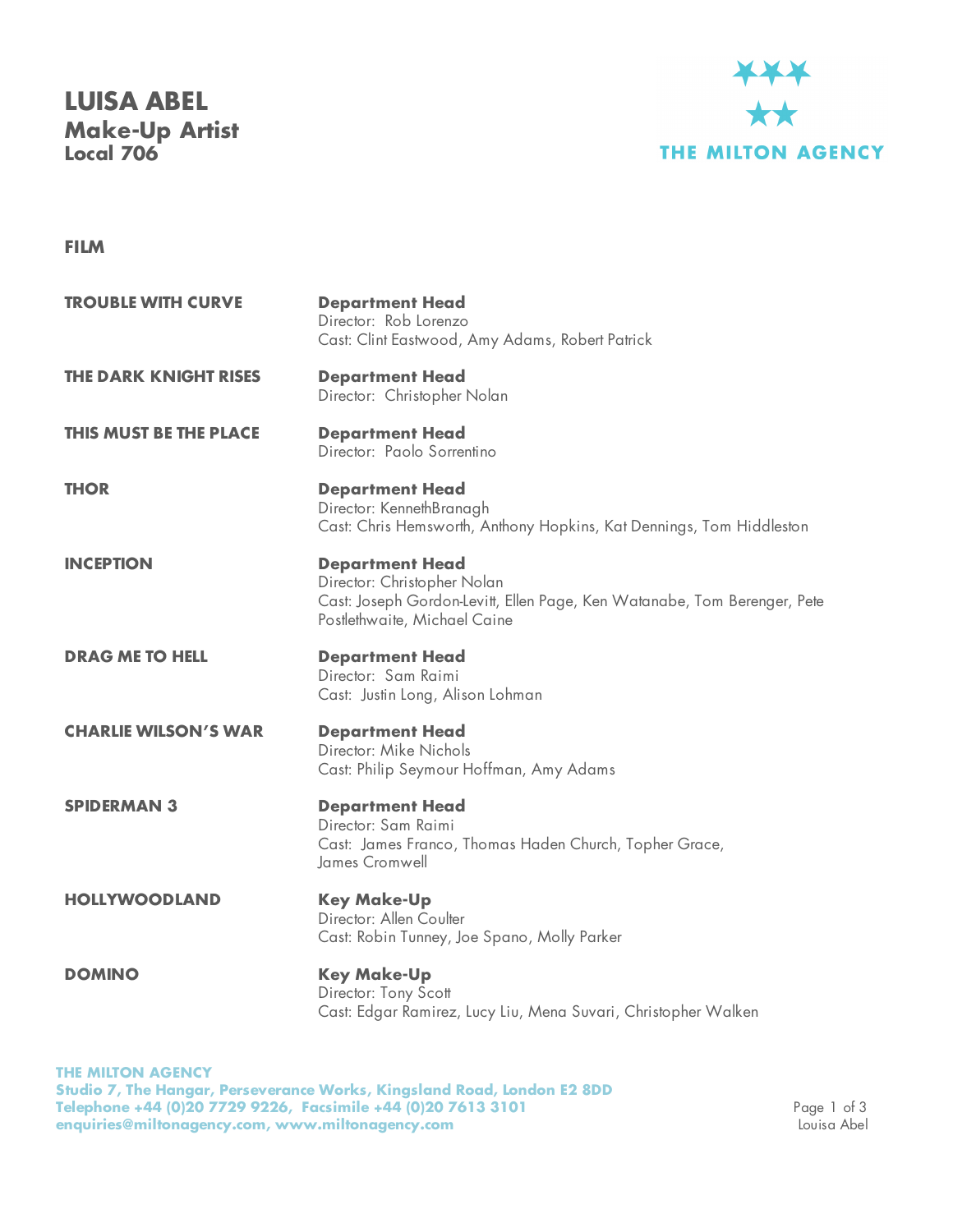# LUISA ABEL

## Make-Up Artist

### Local 706

THE MILTON AGENCY

## FILM

**TROUBLE WITH CURVE**
**Department Head**
Director: Rob Lorenzo
Cast: Clint Eastwood, Amy Adams, Robert Patrick

**THE DARK KNIGHT RISES**
**Department Head**
Director: Christopher Nolan

**THIS MUST BE THE PLACE**
**Department Head**
Director: Paolo Sorrentino

**THOR**
**Department Head**
Director: KennethBranagh
Cast: Chris Hemsworth, Anthony Hopkins, Kat Dennings, Tom Hiddleston

**INCEPTION**
**Department Head**
Director: Christopher Nolan
Cast: Joseph Gordon-Levitt, Ellen Page, Ken Watanabe, Tom Berenger, Pete Postlethwaite, Michael Caine

**DRAG ME TO HELL**
**Department Head**
Director: Sam Raimi
Cast: Justin Long, Alison Lohman

**CHARLIE WILSON'S WAR**
**Department Head**
Director: Mike Nichols
Cast: Philip Seymour Hoffman, Amy Adams

**SPIDERMAN 3**
**Department Head**
Director: Sam Raimi
Cast: James Franco, Thomas Haden Church, Topher Grace, James Cromwell

**HOLLYWOODLAND**
**Key Make-Up**
Director: Allen Coulter
Cast: Robin Tunney, Joe Spano, Molly Parker

**DOMINO**
**Key Make-Up**
Director: Tony Scott
Cast: Edgar Ramirez, Lucy Liu, Mena Suvari, Christopher Walken

**THE MILTON AGENCY**
**Studio 7, The Hangar, Perseverance Works, Kingsland Road, London E2 8DD**
**Telephone +44 (0)20 7729 9226, Facsimile +44 (0)20 7613 3101**
**enquiries@miltonagency.com, www.miltonagency.com**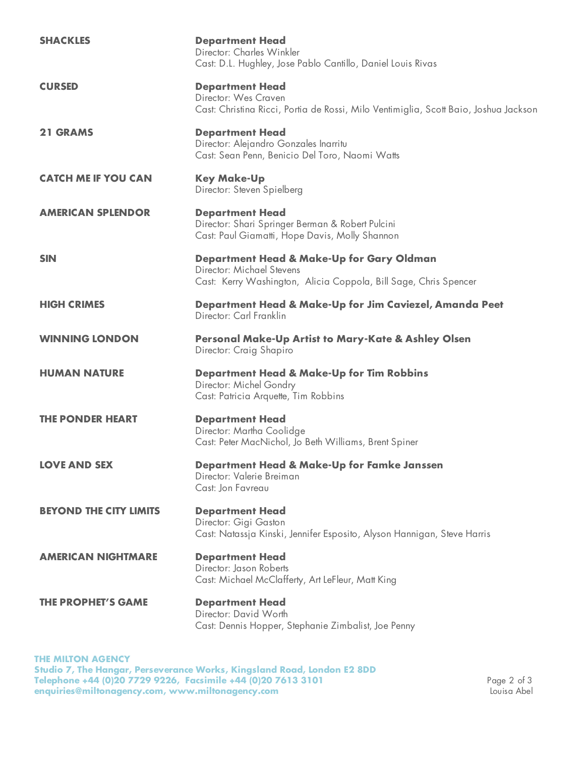**SHACKLES**

**Department Head**
Director: Charles Winkler
Cast: D.L. Hughley, Jose Pablo Cantillo, Daniel Louis Rivas

**CURSED**

**Department Head**
Director: Wes Craven
Cast: Christina Ricci, Portia de Rossi, Milo Ventimiglia, Scott Baio, Joshua Jackson

**21 GRAMS**

**Department Head**
Director: Alejandro Gonzales Inarritu
Cast: Sean Penn, Benicio Del Toro, Naomi Watts

**CATCH ME IF YOU CAN**

**Key Make-Up**
Director: Steven Spielberg

**AMERICAN SPLENDOR**

**Department Head**
Director: Shari Springer Berman & Robert Pulcini
Cast: Paul Giamatti, Hope Davis, Molly Shannon

**SIN**

**Department Head & Make-Up for Gary Oldman**
Director: Michael Stevens
Cast: Kerry Washington, Alicia Coppola, Bill Sage, Chris Spencer

**HIGH CRIMES**

**Department Head & Make-Up for Jim Caviezel, Amanda Peet**
Director: Carl Franklin

**WINNING LONDON**

**Personal Make-Up Artist to Mary-Kate & Ashley Olsen**
Director: Craig Shapiro

**HUMAN NATURE**

**Department Head & Make-Up for Tim Robbins**
Director: Michel Gondry
Cast: Patricia Arquette, Tim Robbins

**THE PONDER HEART**

**Department Head**
Director: Martha Coolidge
Cast: Peter MacNichol, Jo Beth Williams, Brent Spiner

**LOVE AND SEX**

**Department Head & Make-Up for Famke Janssen**
Director: Valerie Breiman
Cast: Jon Favreau

**BEYOND THE CITY LIMITS**

**Department Head**
Director: Gigi Gaston
Cast: Natassja Kinski, Jennifer Esposito, Alyson Hannigan, Steve Harris

**AMERICAN NIGHTMARE**

**Department Head**
Director: Jason Roberts
Cast: Michael McClafferty, Art LeFleur, Matt King

**THE PROPHET'S GAME**

**Department Head**
Director: David Worth
Cast: Dennis Hopper, Stephanie Zimbalist, Joe Penny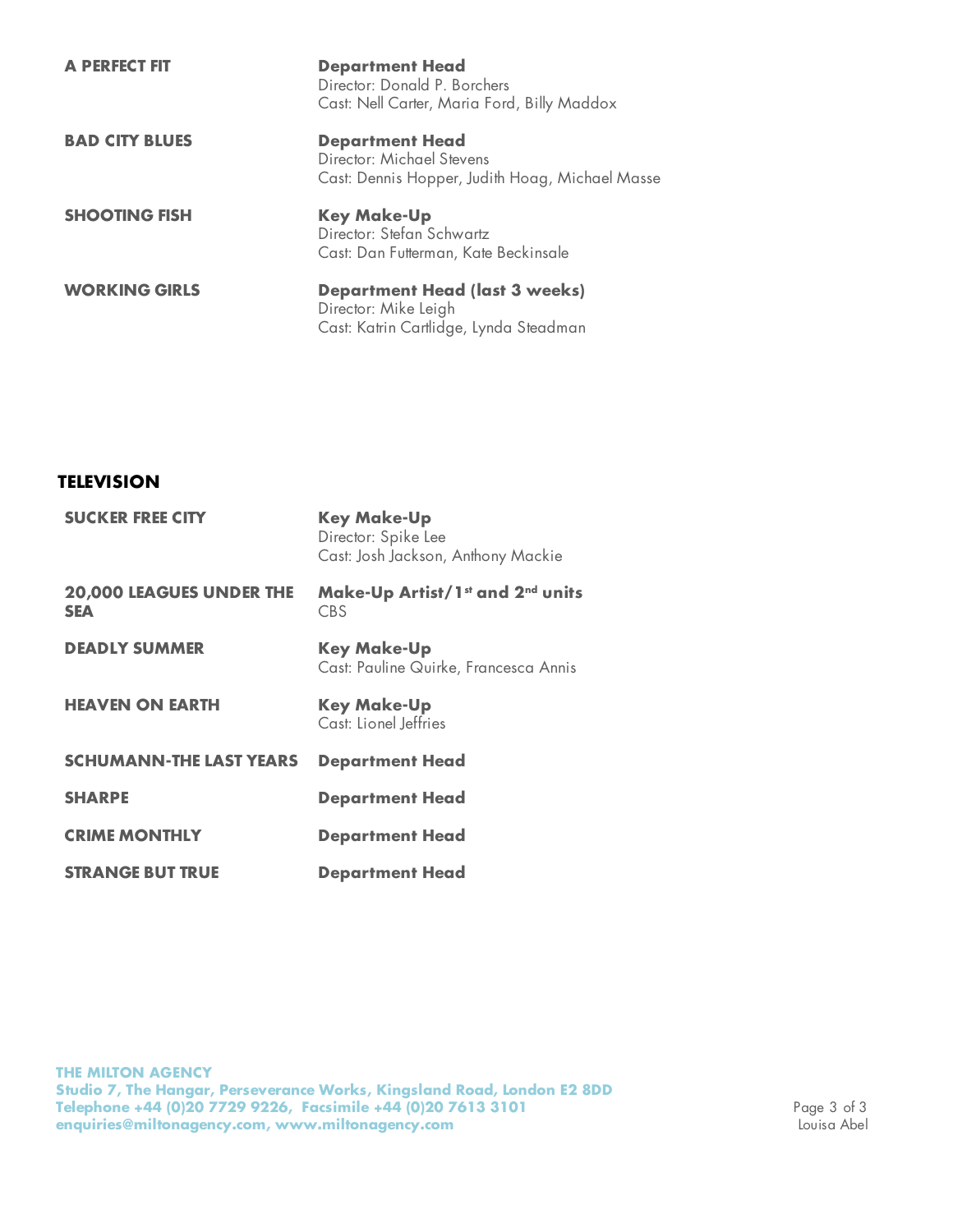**A PERFECT FIT**

**Department Head**
Director: Donald P. Borchers
Cast: Nell Carter, Maria Ford, Billy Maddox

**BAD CITY BLUES**

**Department Head**
Director: Michael Stevens
Cast: Dennis Hopper, Judith Hoag, Michael Masse

**SHOOTING FISH**

**Key Make-Up**
Director: Stefan Schwartz
Cast: Dan Futterman, Kate Beckinsale

**WORKING GIRLS**

**Department Head (last 3 weeks)**
Director: Mike Leigh
Cast: Katrin Cartlidge, Lynda Steadman

## TELEVISION

**SUCKER FREE CITY**

**Key Make-Up**
Director: Spike Lee
Cast: Josh Jackson, Anthony Mackie

**20,000 LEAGUES UNDER THE SEA**

**Make-Up Artist/1st and 2nd units**
CBS

**DEADLY SUMMER**

**Key Make-Up**
Cast: Pauline Quirke, Francesca Annis

**HEAVEN ON EARTH**

**Key Make-Up**
Cast: Lionel Jeffries

**SCHUMANN-THE LAST YEARS** — **Department Head**

**SHARPE** — **Department Head**

**CRIME MONTHLY** — **Department Head**

**STRANGE BUT TRUE** — **Department Head**

**THE MILTON AGENCY**
**Studio 7, The Hangar, Perseverance Works, Kingsland Road, London E2 8DD**
**Telephone +44 (0)20 7729 9226, Facsimile +44 (0)20 7613 3101**
**enquiries@miltonagency.com, www.miltonagency.com**